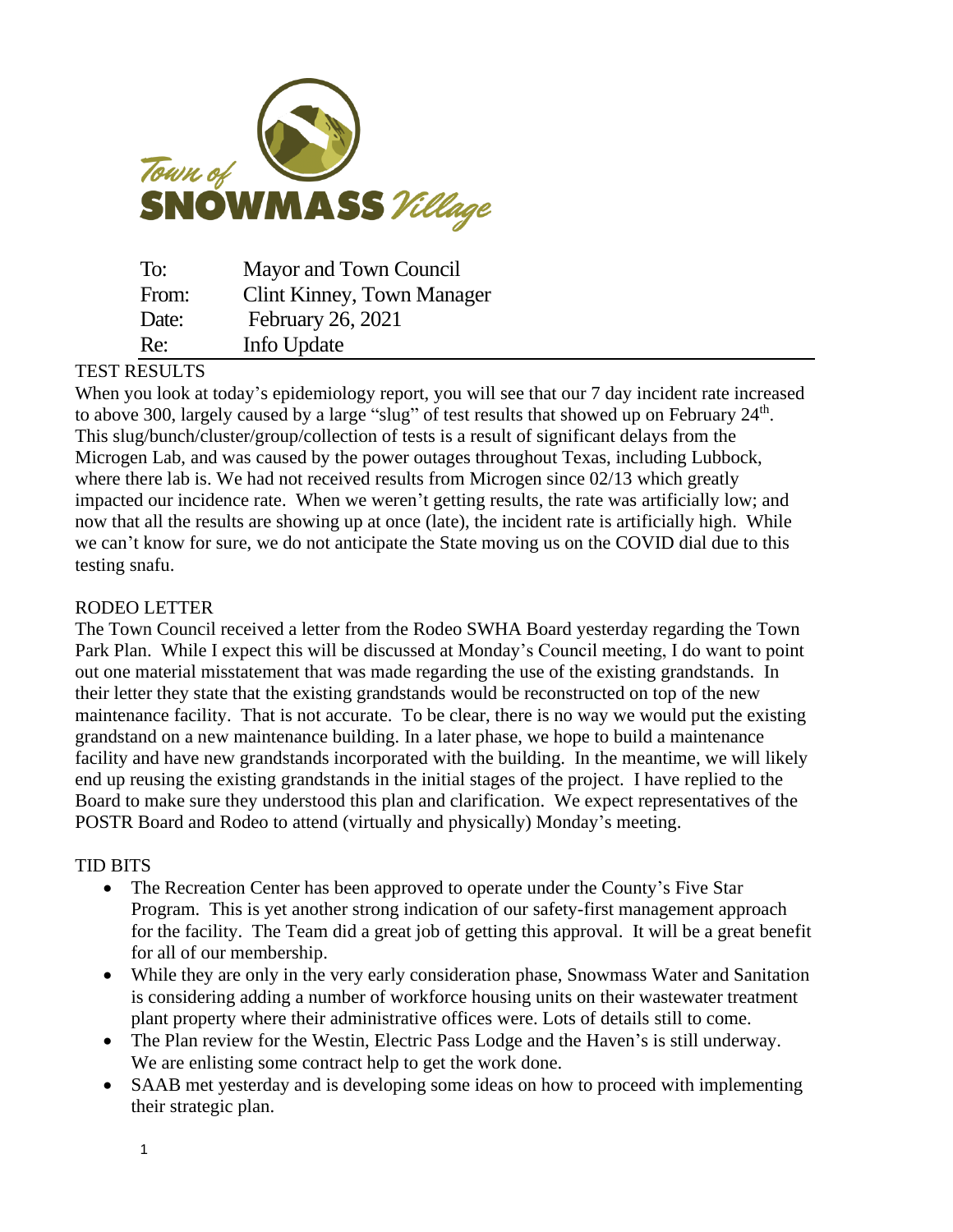Town of SNOWMASS Village

| | |
|---|---|
| To: | Mayor and Town Council |
| From: | Clint Kinney, Town Manager |
| Date: | February 26, 2021 |
| Re: | Info Update |

## TEST RESULTS

When you look at today's epidemiology report, you will see that our 7 day incident rate increased to above 300, largely caused by a large "slug" of test results that showed up on February 24th. This slug/bunch/cluster/group/collection of tests is a result of significant delays from the Microgen Lab, and was caused by the power outages throughout Texas, including Lubbock, where there lab is. We had not received results from Microgen since 02/13 which greatly impacted our incidence rate. When we weren't getting results, the rate was artificially low; and now that all the results are showing up at once (late), the incident rate is artificially high. While we can't know for sure, we do not anticipate the State moving us on the COVID dial due to this testing snafu.

## RODEO LETTER

The Town Council received a letter from the Rodeo SWHA Board yesterday regarding the Town Park Plan. While I expect this will be discussed at Monday's Council meeting, I do want to point out one material misstatement that was made regarding the use of the existing grandstands. In their letter they state that the existing grandstands would be reconstructed on top of the new maintenance facility. That is not accurate. To be clear, there is no way we would put the existing grandstand on a new maintenance building. In a later phase, we hope to build a maintenance facility and have new grandstands incorporated with the building. In the meantime, we will likely end up reusing the existing grandstands in the initial stages of the project. I have replied to the Board to make sure they understood this plan and clarification. We expect representatives of the POSTR Board and Rodeo to attend (virtually and physically) Monday's meeting.

## TID BITS

- The Recreation Center has been approved to operate under the County's Five Star Program. This is yet another strong indication of our safety-first management approach for the facility. The Team did a great job of getting this approval. It will be a great benefit for all of our membership.
- While they are only in the very early consideration phase, Snowmass Water and Sanitation is considering adding a number of workforce housing units on their wastewater treatment plant property where their administrative offices were. Lots of details still to come.
- The Plan review for the Westin, Electric Pass Lodge and the Haven's is still underway. We are enlisting some contract help to get the work done.
- SAAB met yesterday and is developing some ideas on how to proceed with implementing their strategic plan.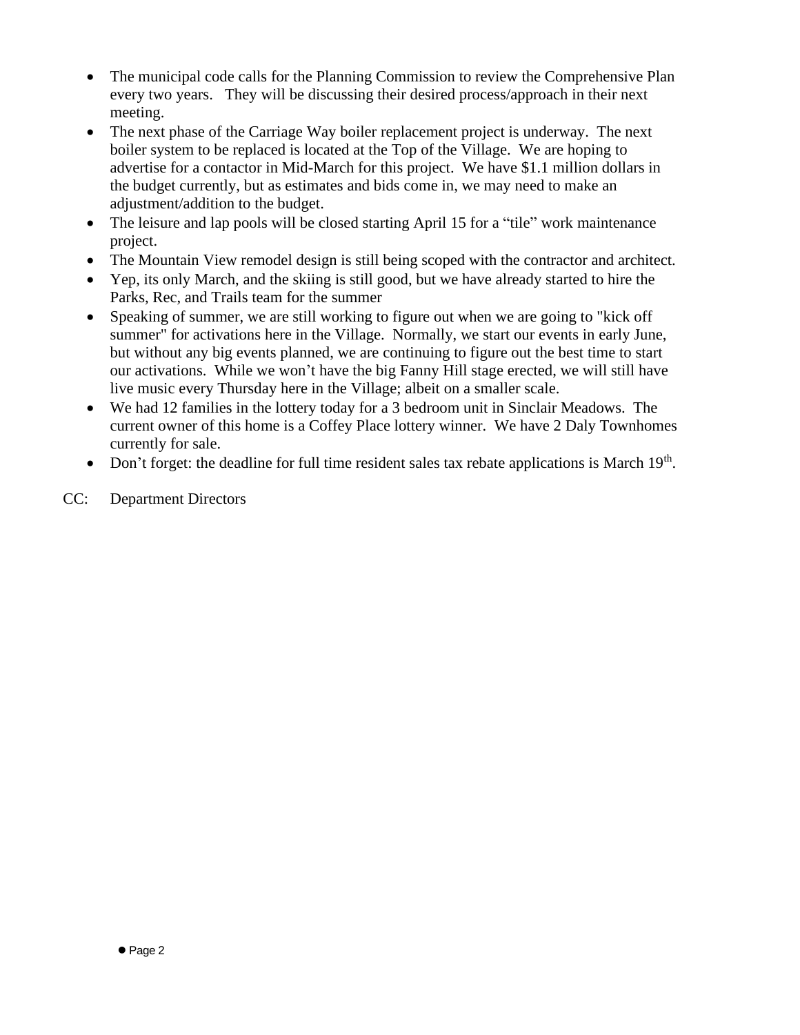- The municipal code calls for the Planning Commission to review the Comprehensive Plan every two years. They will be discussing their desired process/approach in their next meeting.
- The next phase of the Carriage Way boiler replacement project is underway. The next boiler system to be replaced is located at the Top of the Village. We are hoping to advertise for a contactor in Mid-March for this project. We have $1.1 million dollars in the budget currently, but as estimates and bids come in, we may need to make an adjustment/addition to the budget.
- The leisure and lap pools will be closed starting April 15 for a "tile" work maintenance project.
- The Mountain View remodel design is still being scoped with the contractor and architect.
- Yep, its only March, and the skiing is still good, but we have already started to hire the Parks, Rec, and Trails team for the summer
- Speaking of summer, we are still working to figure out when we are going to "kick off summer" for activations here in the Village. Normally, we start our events in early June, but without any big events planned, we are continuing to figure out the best time to start our activations. While we won't have the big Fanny Hill stage erected, we will still have live music every Thursday here in the Village; albeit on a smaller scale.
- We had 12 families in the lottery today for a 3 bedroom unit in Sinclair Meadows. The current owner of this home is a Coffey Place lottery winner. We have 2 Daly Townhomes currently for sale.
- Don't forget: the deadline for full time resident sales tax rebate applications is March 19th.

CC: Department Directors